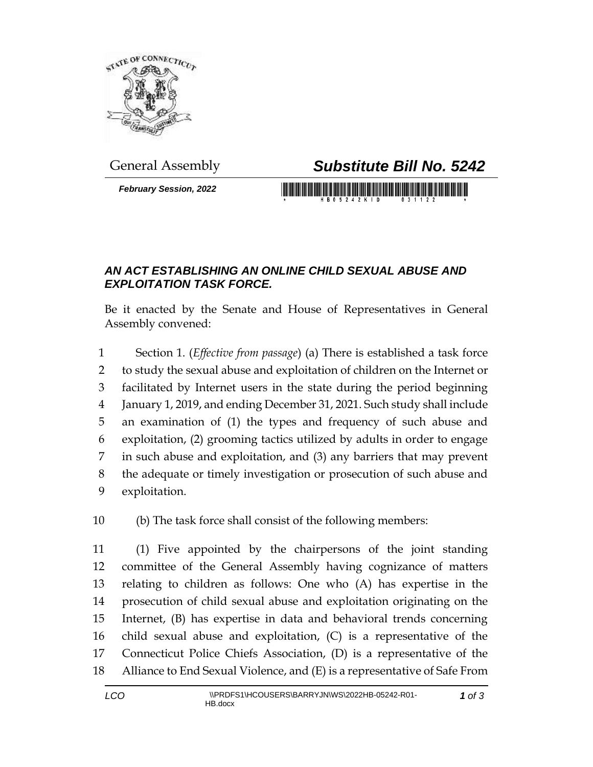General Assembly

# *Substitute Bill No. 5242*

***February Session, 2022***

### *AN ACT ESTABLISHING AN ONLINE CHILD SEXUAL ABUSE AND EXPLOITATION TASK FORCE.*

Be it enacted by the Senate and House of Representatives in General Assembly convened:

Section 1. (*Effective from passage*) (a) There is established a task force to study the sexual abuse and exploitation of children on the Internet or facilitated by Internet users in the state during the period beginning January 1, 2019, and ending December 31, 2021. Such study shall include an examination of (1) the types and frequency of such abuse and exploitation, (2) grooming tactics utilized by adults in order to engage in such abuse and exploitation, and (3) any barriers that may prevent the adequate or timely investigation or prosecution of such abuse and exploitation.

(b) The task force shall consist of the following members:

(1) Five appointed by the chairpersons of the joint standing committee of the General Assembly having cognizance of matters relating to children as follows: One who (A) has expertise in the prosecution of child sexual abuse and exploitation originating on the Internet, (B) has expertise in data and behavioral trends concerning child sexual abuse and exploitation, (C) is a representative of the Connecticut Police Chiefs Association, (D) is a representative of the Alliance to End Sexual Violence, and (E) is a representative of Safe From

LCO \\PRDFS1\HCOUSERS\BARRYJN\WS\2022HB-05242-R01-HB.docx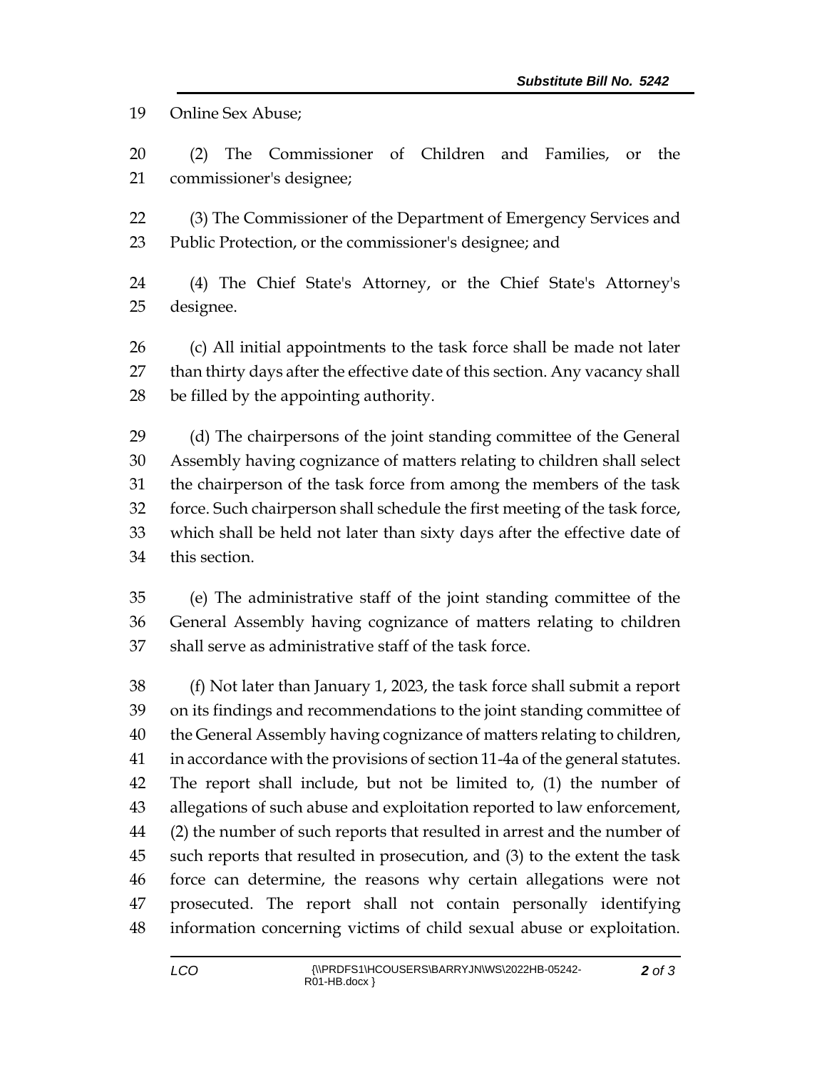Online Sex Abuse;

(2) The Commissioner of Children and Families, or the commissioner's designee;

(3) The Commissioner of the Department of Emergency Services and Public Protection, or the commissioner's designee; and

(4) The Chief State's Attorney, or the Chief State's Attorney's designee.

(c) All initial appointments to the task force shall be made not later than thirty days after the effective date of this section. Any vacancy shall be filled by the appointing authority.

(d) The chairpersons of the joint standing committee of the General Assembly having cognizance of matters relating to children shall select the chairperson of the task force from among the members of the task force. Such chairperson shall schedule the first meeting of the task force, which shall be held not later than sixty days after the effective date of this section.

(e) The administrative staff of the joint standing committee of the General Assembly having cognizance of matters relating to children shall serve as administrative staff of the task force.

(f) Not later than January 1, 2023, the task force shall submit a report on its findings and recommendations to the joint standing committee of the General Assembly having cognizance of matters relating to children, in accordance with the provisions of section 11-4a of the general statutes. The report shall include, but not be limited to, (1) the number of allegations of such abuse and exploitation reported to law enforcement, (2) the number of such reports that resulted in arrest and the number of such reports that resulted in prosecution, and (3) to the extent the task force can determine, the reasons why certain allegations were not prosecuted. The report shall not contain personally identifying information concerning victims of child sexual abuse or exploitation.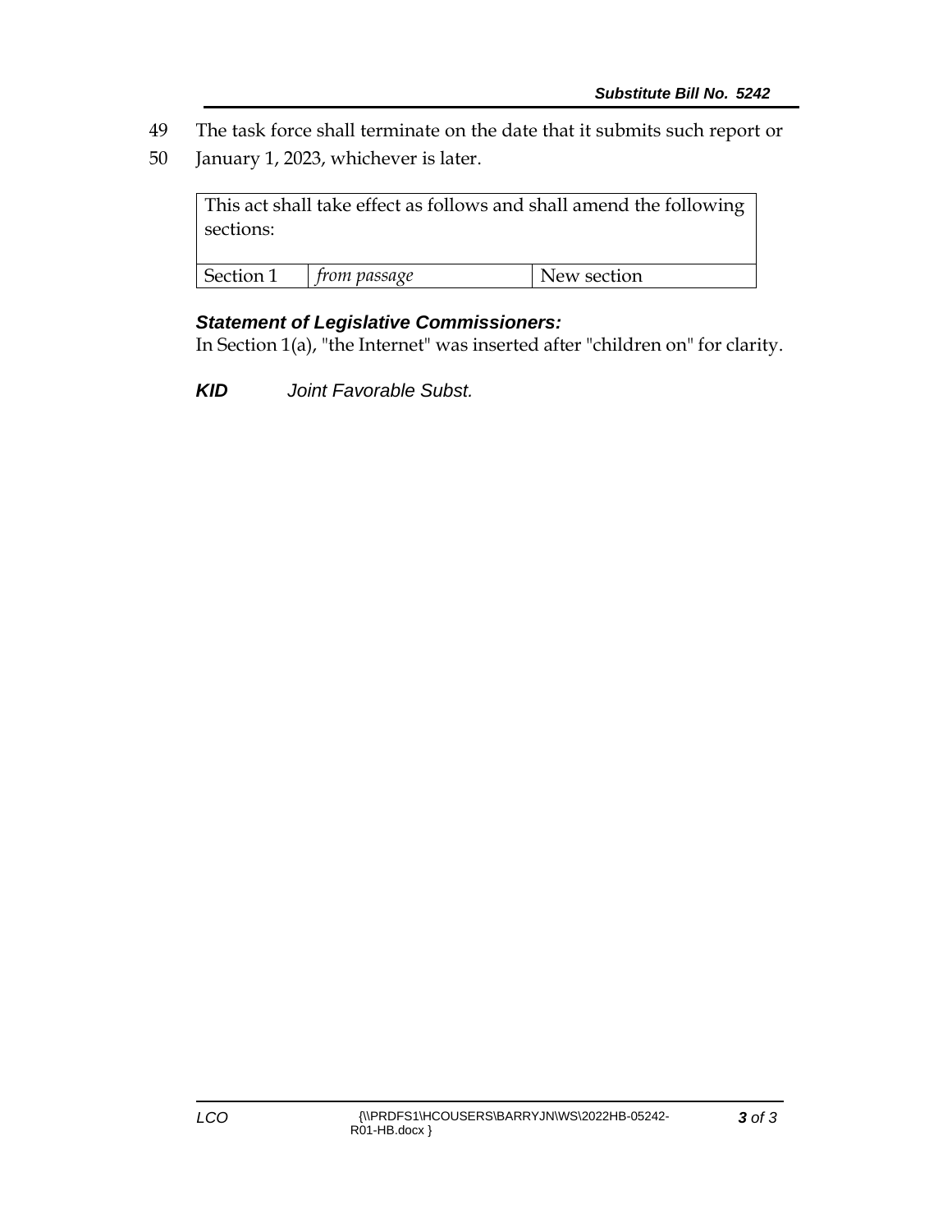49 The task force shall terminate on the date that it submits such report or
50 January 1, 2023, whichever is later.

| This act shall take effect as follows and shall amend the following sections: | | |
|---|---|---|
| Section 1 | *from passage* | New section |

***Statement of Legislative Commissioners:***

In Section 1(a), "the Internet" was inserted after "children on" for clarity.

***KID*** *Joint Favorable Subst.*